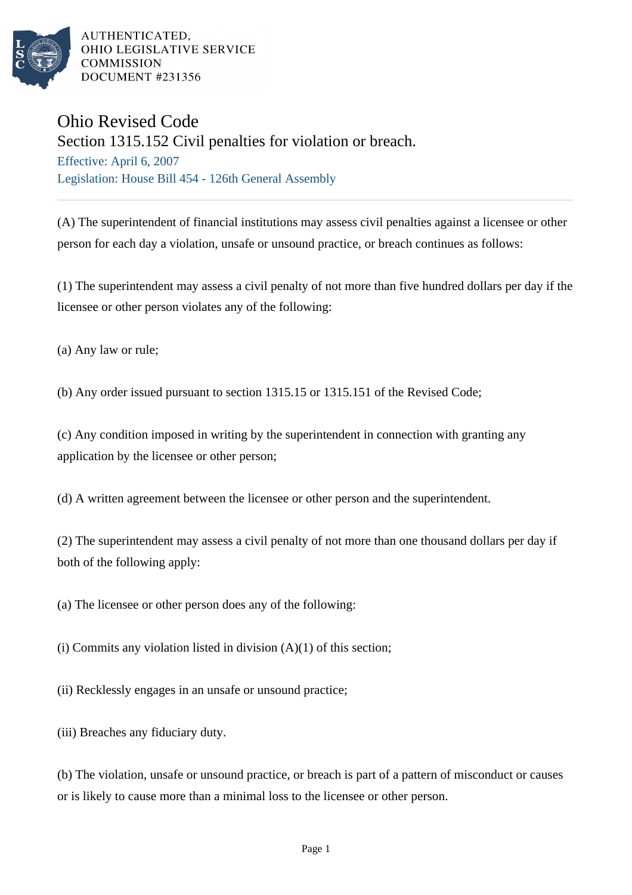AUTHENTICATED,
OHIO LEGISLATIVE SERVICE
COMMISSION
DOCUMENT #231356

# Ohio Revised Code

## Section 1315.152 Civil penalties for violation or breach.

Effective: April 6, 2007

Legislation: House Bill 454 - 126th General Assembly

---

(A) The superintendent of financial institutions may assess civil penalties against a licensee or other person for each day a violation, unsafe or unsound practice, or breach continues as follows:

(1) The superintendent may assess a civil penalty of not more than five hundred dollars per day if the licensee or other person violates any of the following:

(a) Any law or rule;

(b) Any order issued pursuant to section 1315.15 or 1315.151 of the Revised Code;

(c) Any condition imposed in writing by the superintendent in connection with granting any application by the licensee or other person;

(d) A written agreement between the licensee or other person and the superintendent.

(2) The superintendent may assess a civil penalty of not more than one thousand dollars per day if both of the following apply:

(a) The licensee or other person does any of the following:

(i) Commits any violation listed in division (A)(1) of this section;

(ii) Recklessly engages in an unsafe or unsound practice;

(iii) Breaches any fiduciary duty.

(b) The violation, unsafe or unsound practice, or breach is part of a pattern of misconduct or causes or is likely to cause more than a minimal loss to the licensee or other person.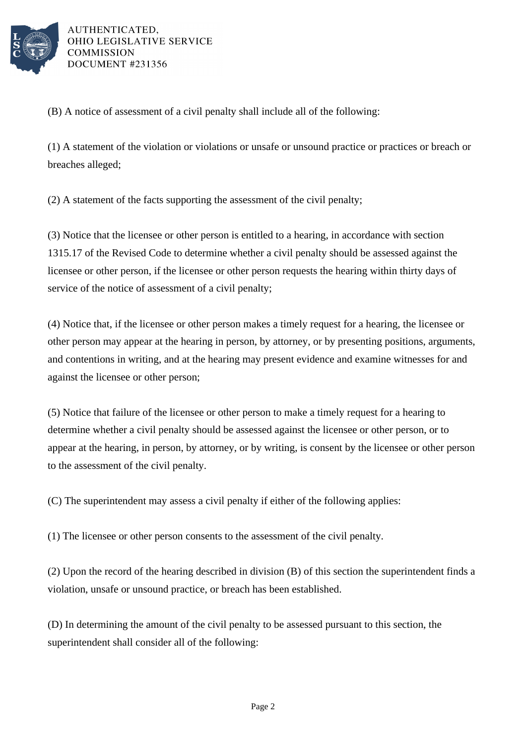(B) A notice of assessment of a civil penalty shall include all of the following:

(1) A statement of the violation or violations or unsafe or unsound practice or practices or breach or breaches alleged;

(2) A statement of the facts supporting the assessment of the civil penalty;

(3) Notice that the licensee or other person is entitled to a hearing, in accordance with section 1315.17 of the Revised Code to determine whether a civil penalty should be assessed against the licensee or other person, if the licensee or other person requests the hearing within thirty days of service of the notice of assessment of a civil penalty;

(4) Notice that, if the licensee or other person makes a timely request for a hearing, the licensee or other person may appear at the hearing in person, by attorney, or by presenting positions, arguments, and contentions in writing, and at the hearing may present evidence and examine witnesses for and against the licensee or other person;

(5) Notice that failure of the licensee or other person to make a timely request for a hearing to determine whether a civil penalty should be assessed against the licensee or other person, or to appear at the hearing, in person, by attorney, or by writing, is consent by the licensee or other person to the assessment of the civil penalty.

(C) The superintendent may assess a civil penalty if either of the following applies:

(1) The licensee or other person consents to the assessment of the civil penalty.

(2) Upon the record of the hearing described in division (B) of this section the superintendent finds a violation, unsafe or unsound practice, or breach has been established.

(D) In determining the amount of the civil penalty to be assessed pursuant to this section, the superintendent shall consider all of the following: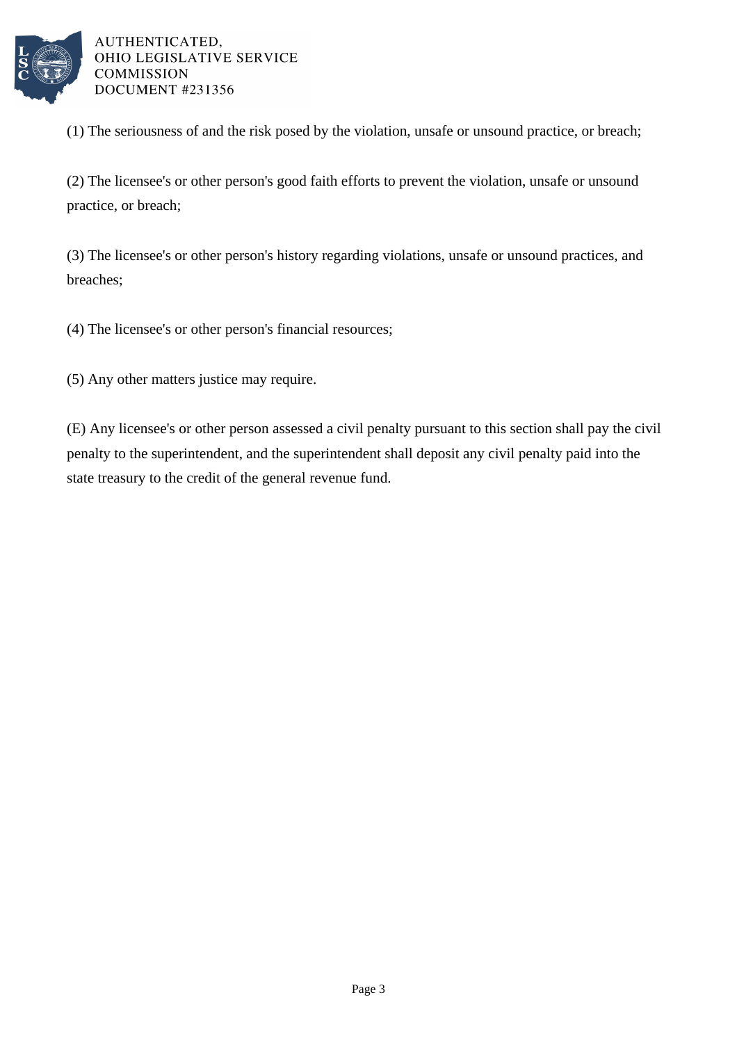(1) The seriousness of and the risk posed by the violation, unsafe or unsound practice, or breach;

(2) The licensee's or other person's good faith efforts to prevent the violation, unsafe or unsound practice, or breach;

(3) The licensee's or other person's history regarding violations, unsafe or unsound practices, and breaches;

(4) The licensee's or other person's financial resources;

(5) Any other matters justice may require.

(E) Any licensee's or other person assessed a civil penalty pursuant to this section shall pay the civil penalty to the superintendent, and the superintendent shall deposit any civil penalty paid into the state treasury to the credit of the general revenue fund.